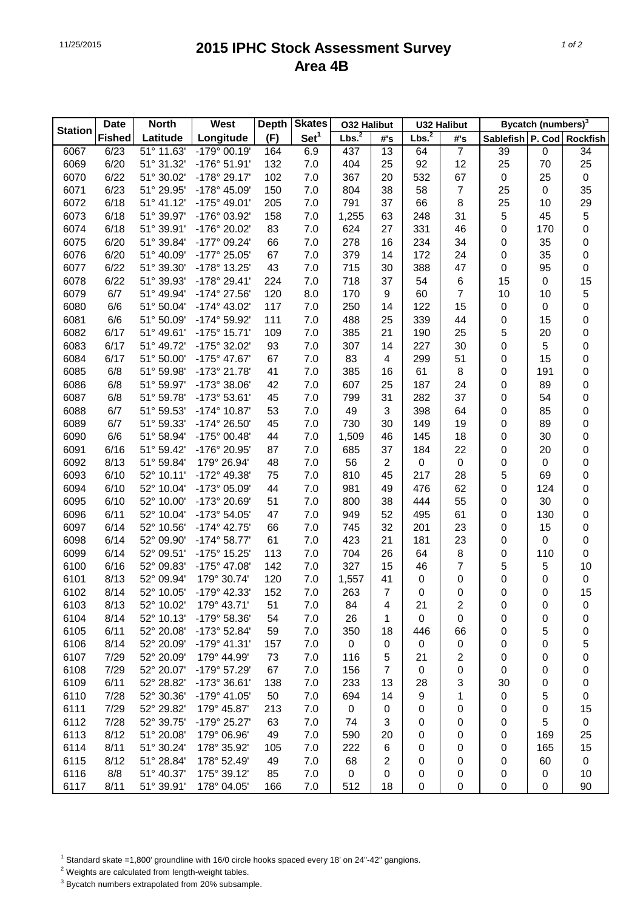# 2015 IPHC Stock Assessment Survey
# Area 4B

| Station | Date | North | West | Depth | Skates | O32 Halibut | | U32 Halibut | | Bycatch (numbers)[3] | | |
|---|---|---|---|---|---|---|---|---|---|---|---|---|
| | Fished | Latitude | Longitude | (F) | Set[1] | Lbs.[2] | #'s | Lbs.[2] | #'s | Sablefish | P. Cod | Rockfish |
| 6067 | 6/23 | 51° 11.63' | -179° 00.19' | 164 | 6.9 | 437 | 13 | 64 | 7 | 39 | 0 | 34 |
| 6069 | 6/20 | 51° 31.32' | -176° 51.91' | 132 | 7.0 | 404 | 25 | 92 | 12 | 25 | 70 | 25 |
| 6070 | 6/22 | 51° 30.02' | -178° 29.17' | 102 | 7.0 | 367 | 20 | 532 | 67 | 0 | 25 | 0 |
| 6071 | 6/23 | 51° 29.95' | -178° 45.09' | 150 | 7.0 | 804 | 38 | 58 | 7 | 25 | 0 | 35 |
| 6072 | 6/18 | 51° 41.12' | -175° 49.01' | 205 | 7.0 | 791 | 37 | 66 | 8 | 25 | 10 | 29 |
| 6073 | 6/18 | 51° 39.97' | -176° 03.92' | 158 | 7.0 | 1,255 | 63 | 248 | 31 | 5 | 45 | 5 |
| 6074 | 6/18 | 51° 39.91' | -176° 20.02' | 83 | 7.0 | 624 | 27 | 331 | 46 | 0 | 170 | 0 |
| 6075 | 6/20 | 51° 39.84' | -177° 09.24' | 66 | 7.0 | 278 | 16 | 234 | 34 | 0 | 35 | 0 |
| 6076 | 6/20 | 51° 40.09' | -177° 25.05' | 67 | 7.0 | 379 | 14 | 172 | 24 | 0 | 35 | 0 |
| 6077 | 6/22 | 51° 39.30' | -178° 13.25' | 43 | 7.0 | 715 | 30 | 388 | 47 | 0 | 95 | 0 |
| 6078 | 6/22 | 51° 39.93' | -178° 29.41' | 224 | 7.0 | 718 | 37 | 54 | 6 | 15 | 0 | 15 |
| 6079 | 6/7 | 51° 49.94' | -174° 27.56' | 120 | 8.0 | 170 | 9 | 60 | 7 | 10 | 10 | 5 |
| 6080 | 6/6 | 51° 50.04' | -174° 43.02' | 117 | 7.0 | 250 | 14 | 122 | 15 | 0 | 0 | 0 |
| 6081 | 6/6 | 51° 50.09' | -174° 59.92' | 111 | 7.0 | 488 | 25 | 339 | 44 | 0 | 15 | 0 |
| 6082 | 6/17 | 51° 49.61' | -175° 15.71' | 109 | 7.0 | 385 | 21 | 190 | 25 | 5 | 20 | 0 |
| 6083 | 6/17 | 51° 49.72' | -175° 32.02' | 93 | 7.0 | 307 | 14 | 227 | 30 | 0 | 5 | 0 |
| 6084 | 6/17 | 51° 50.00' | -175° 47.67' | 67 | 7.0 | 83 | 4 | 299 | 51 | 0 | 15 | 0 |
| 6085 | 6/8 | 51° 59.98' | -173° 21.78' | 41 | 7.0 | 385 | 16 | 61 | 8 | 0 | 191 | 0 |
| 6086 | 6/8 | 51° 59.97' | -173° 38.06' | 42 | 7.0 | 607 | 25 | 187 | 24 | 0 | 89 | 0 |
| 6087 | 6/8 | 51° 59.78' | -173° 53.61' | 45 | 7.0 | 799 | 31 | 282 | 37 | 0 | 54 | 0 |
| 6088 | 6/7 | 51° 59.53' | -174° 10.87' | 53 | 7.0 | 49 | 3 | 398 | 64 | 0 | 85 | 0 |
| 6089 | 6/7 | 51° 59.33' | -174° 26.50' | 45 | 7.0 | 730 | 30 | 149 | 19 | 0 | 89 | 0 |
| 6090 | 6/6 | 51° 58.94' | -175° 00.48' | 44 | 7.0 | 1,509 | 46 | 145 | 18 | 0 | 30 | 0 |
| 6091 | 6/16 | 51° 59.42' | -176° 20.95' | 87 | 7.0 | 685 | 37 | 184 | 22 | 0 | 20 | 0 |
| 6092 | 8/13 | 51° 59.84' | 179° 26.94' | 48 | 7.0 | 56 | 2 | 0 | 0 | 0 | 0 | 0 |
| 6093 | 6/10 | 52° 10.11' | -172° 49.38' | 75 | 7.0 | 810 | 45 | 217 | 28 | 5 | 69 | 0 |
| 6094 | 6/10 | 52° 10.04' | -173° 05.09' | 44 | 7.0 | 981 | 49 | 476 | 62 | 0 | 124 | 0 |
| 6095 | 6/10 | 52° 10.00' | -173° 20.69' | 51 | 7.0 | 800 | 38 | 444 | 55 | 0 | 30 | 0 |
| 6096 | 6/11 | 52° 10.04' | -173° 54.05' | 47 | 7.0 | 949 | 52 | 495 | 61 | 0 | 130 | 0 |
| 6097 | 6/14 | 52° 10.56' | -174° 42.75' | 66 | 7.0 | 745 | 32 | 201 | 23 | 0 | 15 | 0 |
| 6098 | 6/14 | 52° 09.90' | -174° 58.77' | 61 | 7.0 | 423 | 21 | 181 | 23 | 0 | 0 | 0 |
| 6099 | 6/14 | 52° 09.51' | -175° 15.25' | 113 | 7.0 | 704 | 26 | 64 | 8 | 0 | 110 | 0 |
| 6100 | 6/16 | 52° 09.83' | -175° 47.08' | 142 | 7.0 | 327 | 15 | 46 | 7 | 5 | 5 | 10 |
| 6101 | 8/13 | 52° 09.94' | 179° 30.74' | 120 | 7.0 | 1,557 | 41 | 0 | 0 | 0 | 0 | 0 |
| 6102 | 8/14 | 52° 10.05' | -179° 42.33' | 152 | 7.0 | 263 | 7 | 0 | 0 | 0 | 0 | 15 |
| 6103 | 8/13 | 52° 10.02' | 179° 43.71' | 51 | 7.0 | 84 | 4 | 21 | 2 | 0 | 0 | 0 |
| 6104 | 8/14 | 52° 10.13' | -179° 58.36' | 54 | 7.0 | 26 | 1 | 0 | 0 | 0 | 0 | 0 |
| 6105 | 6/11 | 52° 20.08' | -173° 52.84' | 59 | 7.0 | 350 | 18 | 446 | 66 | 0 | 5 | 0 |
| 6106 | 8/14 | 52° 20.09' | -179° 41.31' | 157 | 7.0 | 0 | 0 | 0 | 0 | 0 | 0 | 5 |
| 6107 | 7/29 | 52° 20.09' | 179° 44.99' | 73 | 7.0 | 116 | 5 | 21 | 2 | 0 | 0 | 0 |
| 6108 | 7/29 | 52° 20.07' | -179° 57.29' | 67 | 7.0 | 156 | 7 | 0 | 0 | 0 | 0 | 0 |
| 6109 | 6/11 | 52° 28.82' | -173° 36.61' | 138 | 7.0 | 233 | 13 | 28 | 3 | 30 | 0 | 0 |
| 6110 | 7/28 | 52° 30.36' | -179° 41.05' | 50 | 7.0 | 694 | 14 | 9 | 1 | 0 | 5 | 0 |
| 6111 | 7/29 | 52° 29.82' | 179° 45.87' | 213 | 7.0 | 0 | 0 | 0 | 0 | 0 | 0 | 15 |
| 6112 | 7/28 | 52° 39.75' | -179° 25.27' | 63 | 7.0 | 74 | 3 | 0 | 0 | 0 | 5 | 0 |
| 6113 | 8/12 | 51° 20.08' | 179° 06.96' | 49 | 7.0 | 590 | 20 | 0 | 0 | 0 | 169 | 25 |
| 6114 | 8/11 | 51° 30.24' | 178° 35.92' | 105 | 7.0 | 222 | 6 | 0 | 0 | 0 | 165 | 15 |
| 6115 | 8/12 | 51° 28.84' | 178° 52.49' | 49 | 7.0 | 68 | 2 | 0 | 0 | 0 | 60 | 0 |
| 6116 | 8/8 | 51° 40.37' | 175° 39.12' | 85 | 7.0 | 0 | 0 | 0 | 0 | 0 | 0 | 10 |
| 6117 | 8/11 | 51° 39.91' | 178° 04.05' | 166 | 7.0 | 512 | 18 | 0 | 0 | 0 | 0 | 90 |

[1] Standard skate =1,800' groundline with 16/0 circle hooks spaced every 18' on 24"-42" gangions.

[2] Weights are calculated from length-weight tables.

[3] Bycatch numbers extrapolated from 20% subsample.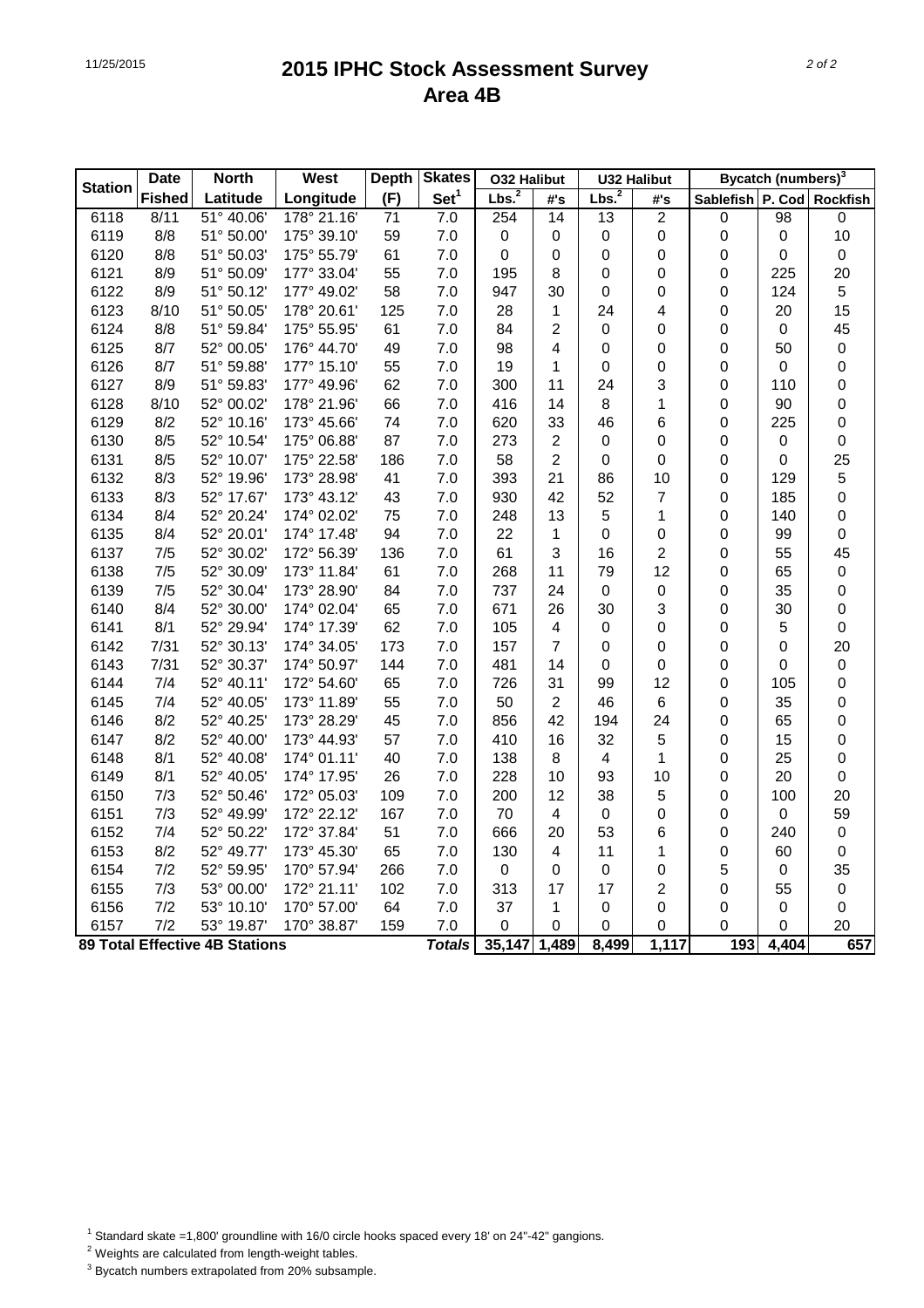# 2015 IPHC Stock Assessment Survey
# Area 4B

| Station | Date Fished | North Latitude | West Longitude | Depth (F) | Skates Set[1] | O32 Halibut Lbs.[2] | O32 Halibut #'s | U32 Halibut Lbs.[2] | U32 Halibut #'s | Bycatch (numbers)[3] Sablefish | P. Cod | Rockfish |
|---|---|---|---|---|---|---|---|---|---|---|---|---|
| 6118 | 8/11 | 51° 40.06' | 178° 21.16' | 71 | 7.0 | 254 | 14 | 13 | 2 | 0 | 98 | 0 |
| 6119 | 8/8 | 51° 50.00' | 175° 39.10' | 59 | 7.0 | 0 | 0 | 0 | 0 | 0 | 0 | 10 |
| 6120 | 8/8 | 51° 50.03' | 175° 55.79' | 61 | 7.0 | 0 | 0 | 0 | 0 | 0 | 0 | 0 |
| 6121 | 8/9 | 51° 50.09' | 177° 33.04' | 55 | 7.0 | 195 | 8 | 0 | 0 | 0 | 225 | 20 |
| 6122 | 8/9 | 51° 50.12' | 177° 49.02' | 58 | 7.0 | 947 | 30 | 0 | 0 | 0 | 124 | 5 |
| 6123 | 8/10 | 51° 50.05' | 178° 20.61' | 125 | 7.0 | 28 | 1 | 24 | 4 | 0 | 20 | 15 |
| 6124 | 8/8 | 51° 59.84' | 175° 55.95' | 61 | 7.0 | 84 | 2 | 0 | 0 | 0 | 0 | 45 |
| 6125 | 8/7 | 52° 00.05' | 176° 44.70' | 49 | 7.0 | 98 | 4 | 0 | 0 | 0 | 50 | 0 |
| 6126 | 8/7 | 51° 59.88' | 177° 15.10' | 55 | 7.0 | 19 | 1 | 0 | 0 | 0 | 0 | 0 |
| 6127 | 8/9 | 51° 59.83' | 177° 49.96' | 62 | 7.0 | 300 | 11 | 24 | 3 | 0 | 110 | 0 |
| 6128 | 8/10 | 52° 00.02' | 178° 21.96' | 66 | 7.0 | 416 | 14 | 8 | 1 | 0 | 90 | 0 |
| 6129 | 8/2 | 52° 10.16' | 173° 45.66' | 74 | 7.0 | 620 | 33 | 46 | 6 | 0 | 225 | 0 |
| 6130 | 8/5 | 52° 10.54' | 175° 06.88' | 87 | 7.0 | 273 | 2 | 0 | 0 | 0 | 0 | 0 |
| 6131 | 8/5 | 52° 10.07' | 175° 22.58' | 186 | 7.0 | 58 | 2 | 0 | 0 | 0 | 0 | 25 |
| 6132 | 8/3 | 52° 19.96' | 173° 28.98' | 41 | 7.0 | 393 | 21 | 86 | 10 | 0 | 129 | 5 |
| 6133 | 8/3 | 52° 17.67' | 173° 43.12' | 43 | 7.0 | 930 | 42 | 52 | 7 | 0 | 185 | 0 |
| 6134 | 8/4 | 52° 20.24' | 174° 02.02' | 75 | 7.0 | 248 | 13 | 5 | 1 | 0 | 140 | 0 |
| 6135 | 8/4 | 52° 20.01' | 174° 17.48' | 94 | 7.0 | 22 | 1 | 0 | 0 | 0 | 99 | 0 |
| 6137 | 7/5 | 52° 30.02' | 172° 56.39' | 136 | 7.0 | 61 | 3 | 16 | 2 | 0 | 55 | 45 |
| 6138 | 7/5 | 52° 30.09' | 173° 11.84' | 61 | 7.0 | 268 | 11 | 79 | 12 | 0 | 65 | 0 |
| 6139 | 7/5 | 52° 30.04' | 173° 28.90' | 84 | 7.0 | 737 | 24 | 0 | 0 | 0 | 35 | 0 |
| 6140 | 8/4 | 52° 30.00' | 174° 02.04' | 65 | 7.0 | 671 | 26 | 30 | 3 | 0 | 30 | 0 |
| 6141 | 8/1 | 52° 29.94' | 174° 17.39' | 62 | 7.0 | 105 | 4 | 0 | 0 | 0 | 5 | 0 |
| 6142 | 7/31 | 52° 30.13' | 174° 34.05' | 173 | 7.0 | 157 | 7 | 0 | 0 | 0 | 0 | 20 |
| 6143 | 7/31 | 52° 30.37' | 174° 50.97' | 144 | 7.0 | 481 | 14 | 0 | 0 | 0 | 0 | 0 |
| 6144 | 7/4 | 52° 40.11' | 172° 54.60' | 65 | 7.0 | 726 | 31 | 99 | 12 | 0 | 105 | 0 |
| 6145 | 7/4 | 52° 40.05' | 173° 11.89' | 55 | 7.0 | 50 | 2 | 46 | 6 | 0 | 35 | 0 |
| 6146 | 8/2 | 52° 40.25' | 173° 28.29' | 45 | 7.0 | 856 | 42 | 194 | 24 | 0 | 65 | 0 |
| 6147 | 8/2 | 52° 40.00' | 173° 44.93' | 57 | 7.0 | 410 | 16 | 32 | 5 | 0 | 15 | 0 |
| 6148 | 8/1 | 52° 40.08' | 174° 01.11' | 40 | 7.0 | 138 | 8 | 4 | 1 | 0 | 25 | 0 |
| 6149 | 8/1 | 52° 40.05' | 174° 17.95' | 26 | 7.0 | 228 | 10 | 93 | 10 | 0 | 20 | 0 |
| 6150 | 7/3 | 52° 50.46' | 172° 05.03' | 109 | 7.0 | 200 | 12 | 38 | 5 | 0 | 100 | 20 |
| 6151 | 7/3 | 52° 49.99' | 172° 22.12' | 167 | 7.0 | 70 | 4 | 0 | 0 | 0 | 0 | 59 |
| 6152 | 7/4 | 52° 50.22' | 172° 37.84' | 51 | 7.0 | 666 | 20 | 53 | 6 | 0 | 240 | 0 |
| 6153 | 8/2 | 52° 49.77' | 173° 45.30' | 65 | 7.0 | 130 | 4 | 11 | 1 | 0 | 60 | 0 |
| 6154 | 7/2 | 52° 59.95' | 170° 57.94' | 266 | 7.0 | 0 | 0 | 0 | 0 | 5 | 0 | 35 |
| 6155 | 7/3 | 53° 00.00' | 172° 21.11' | 102 | 7.0 | 313 | 17 | 17 | 2 | 0 | 55 | 0 |
| 6156 | 7/2 | 53° 10.10' | 170° 57.00' | 64 | 7.0 | 37 | 1 | 0 | 0 | 0 | 0 | 0 |
| 6157 | 7/2 | 53° 19.87' | 170° 38.87' | 159 | 7.0 | 0 | 0 | 0 | 0 | 0 | 0 | 20 |
| **89 Total Effective 4B Stations** | | | | | ***Totals*** | **35,147** | **1,489** | **8,499** | **1,117** | **193** | **4,404** | **657** |

[1] Standard skate =1,800' groundline with 16/0 circle hooks spaced every 18' on 24"-42" gangions.

[2] Weights are calculated from length-weight tables.

[3] Bycatch numbers extrapolated from 20% subsample.